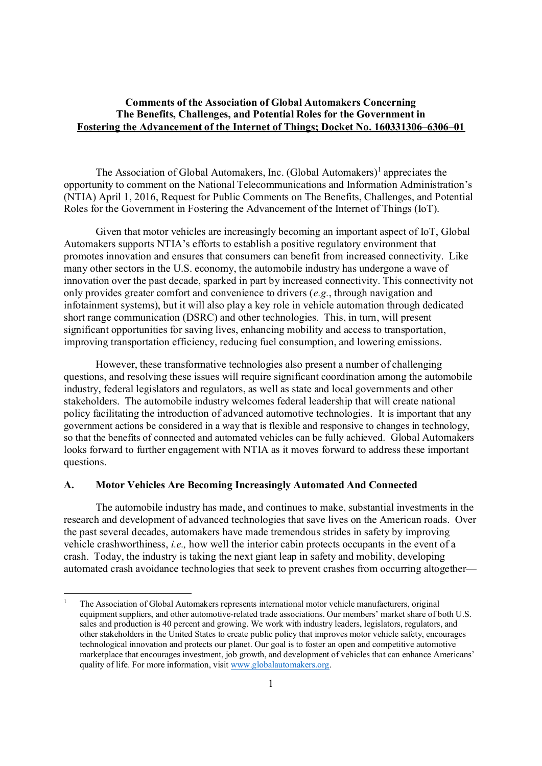**Comments of the Association of Global Automakers Concerning The Benefits, Challenges, and Potential Roles for the Government in Fostering the Advancement of the Internet of Things; Docket No. 160331306–6306–01**

The Association of Global Automakers, Inc. (Global Automakers)[1] appreciates the opportunity to comment on the National Telecommunications and Information Administration's (NTIA) April 1, 2016, Request for Public Comments on The Benefits, Challenges, and Potential Roles for the Government in Fostering the Advancement of the Internet of Things (IoT).

Given that motor vehicles are increasingly becoming an important aspect of IoT, Global Automakers supports NTIA's efforts to establish a positive regulatory environment that promotes innovation and ensures that consumers can benefit from increased connectivity. Like many other sectors in the U.S. economy, the automobile industry has undergone a wave of innovation over the past decade, sparked in part by increased connectivity. This connectivity not only provides greater comfort and convenience to drivers (*e.g.*, through navigation and infotainment systems), but it will also play a key role in vehicle automation through dedicated short range communication (DSRC) and other technologies. This, in turn, will present significant opportunities for saving lives, enhancing mobility and access to transportation, improving transportation efficiency, reducing fuel consumption, and lowering emissions.

However, these transformative technologies also present a number of challenging questions, and resolving these issues will require significant coordination among the automobile industry, federal legislators and regulators, as well as state and local governments and other stakeholders. The automobile industry welcomes federal leadership that will create national policy facilitating the introduction of advanced automotive technologies. It is important that any government actions be considered in a way that is flexible and responsive to changes in technology, so that the benefits of connected and automated vehicles can be fully achieved. Global Automakers looks forward to further engagement with NTIA as it moves forward to address these important questions.

## A. Motor Vehicles Are Becoming Increasingly Automated And Connected

The automobile industry has made, and continues to make, substantial investments in the research and development of advanced technologies that save lives on the American roads. Over the past several decades, automakers have made tremendous strides in safety by improving vehicle crashworthiness, *i.e.,* how well the interior cabin protects occupants in the event of a crash. Today, the industry is taking the next giant leap in safety and mobility, developing automated crash avoidance technologies that seek to prevent crashes from occurring altogether—

---

[1] The Association of Global Automakers represents international motor vehicle manufacturers, original equipment suppliers, and other automotive-related trade associations. Our members' market share of both U.S. sales and production is 40 percent and growing. We work with industry leaders, legislators, regulators, and other stakeholders in the United States to create public policy that improves motor vehicle safety, encourages technological innovation and protects our planet. Our goal is to foster an open and competitive automotive marketplace that encourages investment, job growth, and development of vehicles that can enhance Americans' quality of life. For more information, visit www.globalautomakers.org.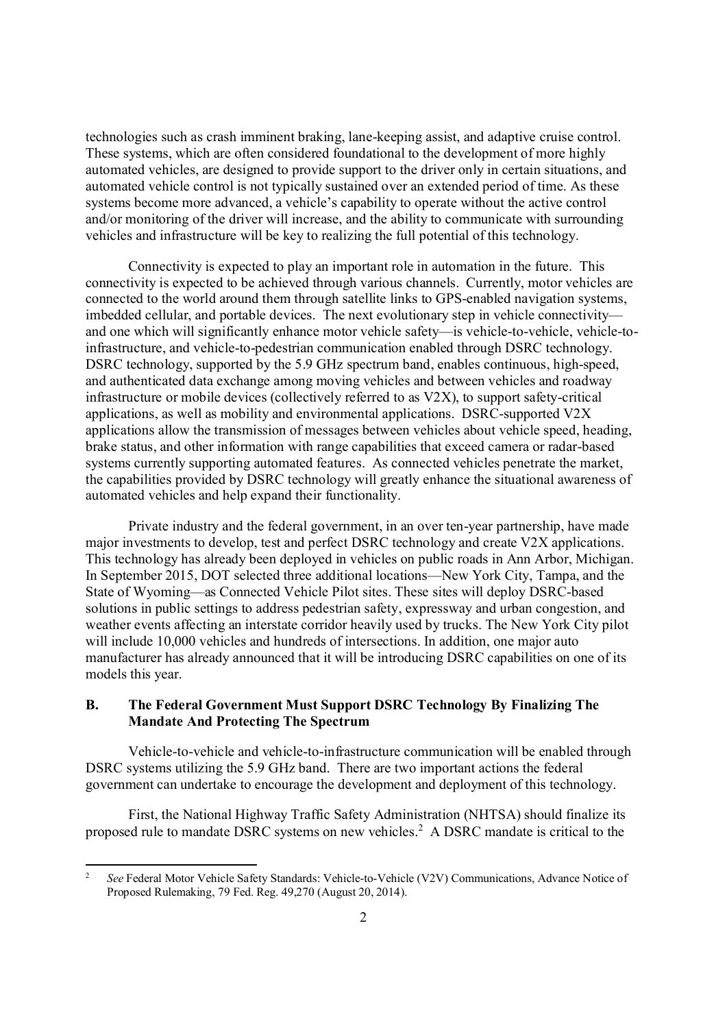technologies such as crash imminent braking, lane-keeping assist, and adaptive cruise control. These systems, which are often considered foundational to the development of more highly automated vehicles, are designed to provide support to the driver only in certain situations, and automated vehicle control is not typically sustained over an extended period of time. As these systems become more advanced, a vehicle's capability to operate without the active control and/or monitoring of the driver will increase, and the ability to communicate with surrounding vehicles and infrastructure will be key to realizing the full potential of this technology.

Connectivity is expected to play an important role in automation in the future. This connectivity is expected to be achieved through various channels. Currently, motor vehicles are connected to the world around them through satellite links to GPS-enabled navigation systems, imbedded cellular, and portable devices. The next evolutionary step in vehicle connectivity—and one which will significantly enhance motor vehicle safety—is vehicle-to-vehicle, vehicle-to-infrastructure, and vehicle-to-pedestrian communication enabled through DSRC technology. DSRC technology, supported by the 5.9 GHz spectrum band, enables continuous, high-speed, and authenticated data exchange among moving vehicles and between vehicles and roadway infrastructure or mobile devices (collectively referred to as V2X), to support safety-critical applications, as well as mobility and environmental applications. DSRC-supported V2X applications allow the transmission of messages between vehicles about vehicle speed, heading, brake status, and other information with range capabilities that exceed camera or radar-based systems currently supporting automated features. As connected vehicles penetrate the market, the capabilities provided by DSRC technology will greatly enhance the situational awareness of automated vehicles and help expand their functionality.

Private industry and the federal government, in an over ten-year partnership, have made major investments to develop, test and perfect DSRC technology and create V2X applications. This technology has already been deployed in vehicles on public roads in Ann Arbor, Michigan. In September 2015, DOT selected three additional locations—New York City, Tampa, and the State of Wyoming—as Connected Vehicle Pilot sites. These sites will deploy DSRC-based solutions in public settings to address pedestrian safety, expressway and urban congestion, and weather events affecting an interstate corridor heavily used by trucks. The New York City pilot will include 10,000 vehicles and hundreds of intersections. In addition, one major auto manufacturer has already announced that it will be introducing DSRC capabilities on one of its models this year.

### B. The Federal Government Must Support DSRC Technology By Finalizing The Mandate And Protecting The Spectrum

Vehicle-to-vehicle and vehicle-to-infrastructure communication will be enabled through DSRC systems utilizing the 5.9 GHz band. There are two important actions the federal government can undertake to encourage the development and deployment of this technology.

First, the National Highway Traffic Safety Administration (NHTSA) should finalize its proposed rule to mandate DSRC systems on new vehicles.[2] A DSRC mandate is critical to the

---

[2] *See* Federal Motor Vehicle Safety Standards: Vehicle-to-Vehicle (V2V) Communications, Advance Notice of Proposed Rulemaking, 79 Fed. Reg. 49,270 (August 20, 2014).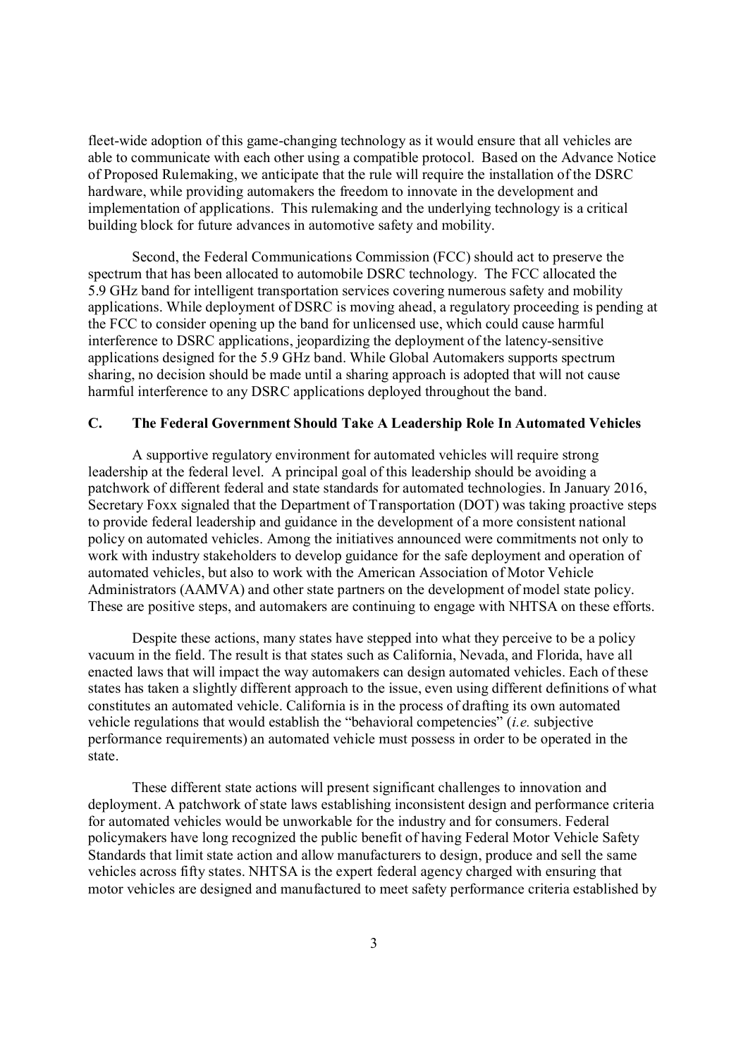fleet-wide adoption of this game-changing technology as it would ensure that all vehicles are able to communicate with each other using a compatible protocol. Based on the Advance Notice of Proposed Rulemaking, we anticipate that the rule will require the installation of the DSRC hardware, while providing automakers the freedom to innovate in the development and implementation of applications. This rulemaking and the underlying technology is a critical building block for future advances in automotive safety and mobility.

Second, the Federal Communications Commission (FCC) should act to preserve the spectrum that has been allocated to automobile DSRC technology. The FCC allocated the 5.9 GHz band for intelligent transportation services covering numerous safety and mobility applications. While deployment of DSRC is moving ahead, a regulatory proceeding is pending at the FCC to consider opening up the band for unlicensed use, which could cause harmful interference to DSRC applications, jeopardizing the deployment of the latency-sensitive applications designed for the 5.9 GHz band. While Global Automakers supports spectrum sharing, no decision should be made until a sharing approach is adopted that will not cause harmful interference to any DSRC applications deployed throughout the band.

### C. The Federal Government Should Take A Leadership Role In Automated Vehicles

A supportive regulatory environment for automated vehicles will require strong leadership at the federal level. A principal goal of this leadership should be avoiding a patchwork of different federal and state standards for automated technologies. In January 2016, Secretary Foxx signaled that the Department of Transportation (DOT) was taking proactive steps to provide federal leadership and guidance in the development of a more consistent national policy on automated vehicles. Among the initiatives announced were commitments not only to work with industry stakeholders to develop guidance for the safe deployment and operation of automated vehicles, but also to work with the American Association of Motor Vehicle Administrators (AAMVA) and other state partners on the development of model state policy. These are positive steps, and automakers are continuing to engage with NHTSA on these efforts.

Despite these actions, many states have stepped into what they perceive to be a policy vacuum in the field. The result is that states such as California, Nevada, and Florida, have all enacted laws that will impact the way automakers can design automated vehicles. Each of these states has taken a slightly different approach to the issue, even using different definitions of what constitutes an automated vehicle. California is in the process of drafting its own automated vehicle regulations that would establish the "behavioral competencies" (*i.e.* subjective performance requirements) an automated vehicle must possess in order to be operated in the state.

These different state actions will present significant challenges to innovation and deployment. A patchwork of state laws establishing inconsistent design and performance criteria for automated vehicles would be unworkable for the industry and for consumers. Federal policymakers have long recognized the public benefit of having Federal Motor Vehicle Safety Standards that limit state action and allow manufacturers to design, produce and sell the same vehicles across fifty states. NHTSA is the expert federal agency charged with ensuring that motor vehicles are designed and manufactured to meet safety performance criteria established by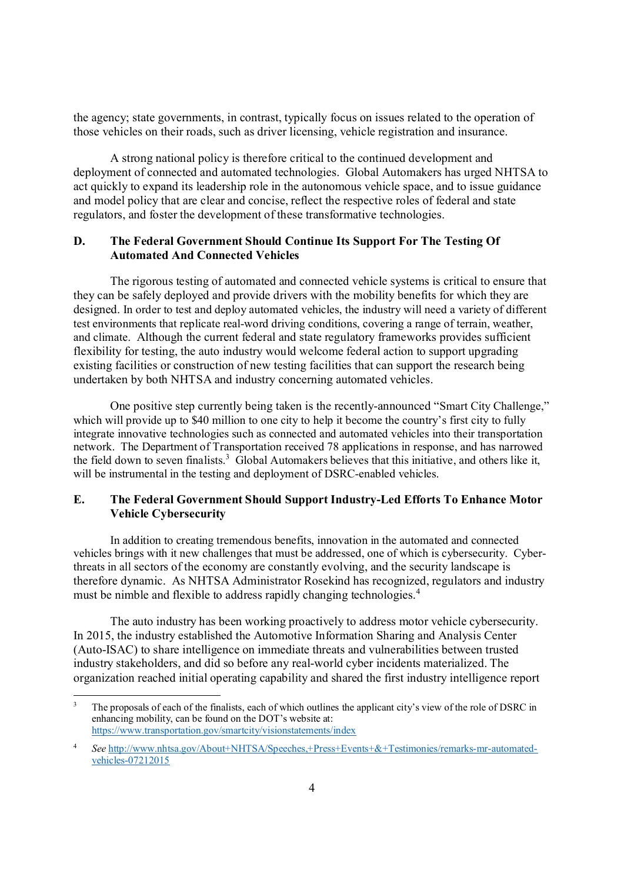the agency; state governments, in contrast, typically focus on issues related to the operation of those vehicles on their roads, such as driver licensing, vehicle registration and insurance.

A strong national policy is therefore critical to the continued development and deployment of connected and automated technologies. Global Automakers has urged NHTSA to act quickly to expand its leadership role in the autonomous vehicle space, and to issue guidance and model policy that are clear and concise, reflect the respective roles of federal and state regulators, and foster the development of these transformative technologies.

## D. The Federal Government Should Continue Its Support For The Testing Of Automated And Connected Vehicles

The rigorous testing of automated and connected vehicle systems is critical to ensure that they can be safely deployed and provide drivers with the mobility benefits for which they are designed. In order to test and deploy automated vehicles, the industry will need a variety of different test environments that replicate real-word driving conditions, covering a range of terrain, weather, and climate. Although the current federal and state regulatory frameworks provides sufficient flexibility for testing, the auto industry would welcome federal action to support upgrading existing facilities or construction of new testing facilities that can support the research being undertaken by both NHTSA and industry concerning automated vehicles.

One positive step currently being taken is the recently-announced "Smart City Challenge," which will provide up to $40 million to one city to help it become the country's first city to fully integrate innovative technologies such as connected and automated vehicles into their transportation network. The Department of Transportation received 78 applications in response, and has narrowed the field down to seven finalists.[3] Global Automakers believes that this initiative, and others like it, will be instrumental in the testing and deployment of DSRC-enabled vehicles.

## E. The Federal Government Should Support Industry-Led Efforts To Enhance Motor Vehicle Cybersecurity

In addition to creating tremendous benefits, innovation in the automated and connected vehicles brings with it new challenges that must be addressed, one of which is cybersecurity. Cyber-threats in all sectors of the economy are constantly evolving, and the security landscape is therefore dynamic. As NHTSA Administrator Rosekind has recognized, regulators and industry must be nimble and flexible to address rapidly changing technologies.[4]

The auto industry has been working proactively to address motor vehicle cybersecurity. In 2015, the industry established the Automotive Information Sharing and Analysis Center (Auto-ISAC) to share intelligence on immediate threats and vulnerabilities between trusted industry stakeholders, and did so before any real-world cyber incidents materialized. The organization reached initial operating capability and shared the first industry intelligence report

---

[3] The proposals of each of the finalists, each of which outlines the applicant city's view of the role of DSRC in enhancing mobility, can be found on the DOT's website at: https://www.transportation.gov/smartcity/visionstatements/index

[4] *See* http://www.nhtsa.gov/About+NHTSA/Speeches,+Press+Events+&+Testimonies/remarks-mr-automated-vehicles-07212015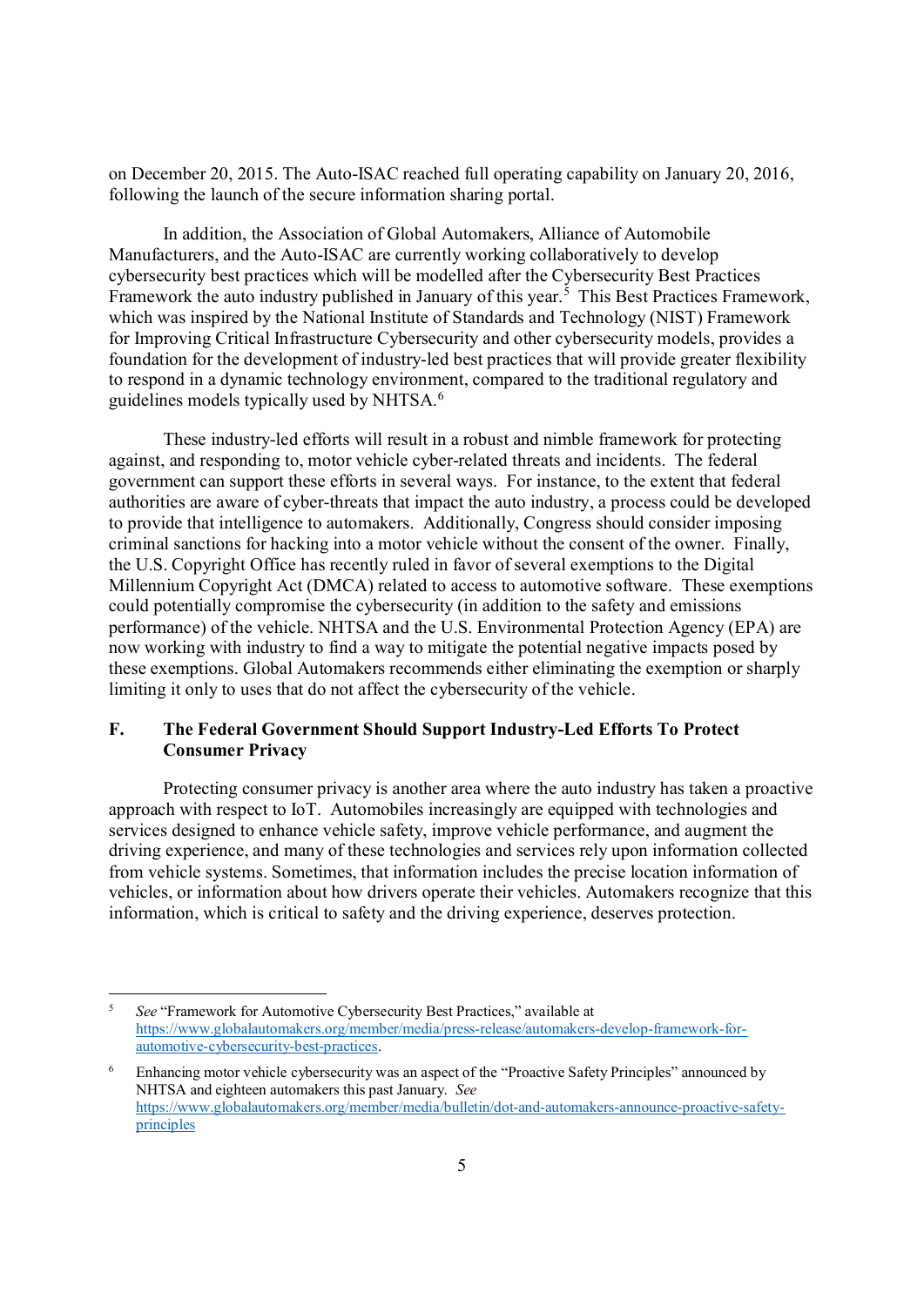on December 20, 2015. The Auto-ISAC reached full operating capability on January 20, 2016, following the launch of the secure information sharing portal.

In addition, the Association of Global Automakers, Alliance of Automobile Manufacturers, and the Auto-ISAC are currently working collaboratively to develop cybersecurity best practices which will be modelled after the Cybersecurity Best Practices Framework the auto industry published in January of this year.[5] This Best Practices Framework, which was inspired by the National Institute of Standards and Technology (NIST) Framework for Improving Critical Infrastructure Cybersecurity and other cybersecurity models, provides a foundation for the development of industry-led best practices that will provide greater flexibility to respond in a dynamic technology environment, compared to the traditional regulatory and guidelines models typically used by NHTSA.[6]

These industry-led efforts will result in a robust and nimble framework for protecting against, and responding to, motor vehicle cyber-related threats and incidents. The federal government can support these efforts in several ways. For instance, to the extent that federal authorities are aware of cyber-threats that impact the auto industry, a process could be developed to provide that intelligence to automakers. Additionally, Congress should consider imposing criminal sanctions for hacking into a motor vehicle without the consent of the owner. Finally, the U.S. Copyright Office has recently ruled in favor of several exemptions to the Digital Millennium Copyright Act (DMCA) related to access to automotive software. These exemptions could potentially compromise the cybersecurity (in addition to the safety and emissions performance) of the vehicle. NHTSA and the U.S. Environmental Protection Agency (EPA) are now working with industry to find a way to mitigate the potential negative impacts posed by these exemptions. Global Automakers recommends either eliminating the exemption or sharply limiting it only to uses that do not affect the cybersecurity of the vehicle.

## F. The Federal Government Should Support Industry-Led Efforts To Protect Consumer Privacy

Protecting consumer privacy is another area where the auto industry has taken a proactive approach with respect to IoT. Automobiles increasingly are equipped with technologies and services designed to enhance vehicle safety, improve vehicle performance, and augment the driving experience, and many of these technologies and services rely upon information collected from vehicle systems. Sometimes, that information includes the precise location information of vehicles, or information about how drivers operate their vehicles. Automakers recognize that this information, which is critical to safety and the driving experience, deserves protection.

---

[5] *See* "Framework for Automotive Cybersecurity Best Practices," available at https://www.globalautomakers.org/member/media/press-release/automakers-develop-framework-for-automotive-cybersecurity-best-practices.

[6] Enhancing motor vehicle cybersecurity was an aspect of the "Proactive Safety Principles" announced by NHTSA and eighteen automakers this past January. *See* https://www.globalautomakers.org/member/media/bulletin/dot-and-automakers-announce-proactive-safety-principles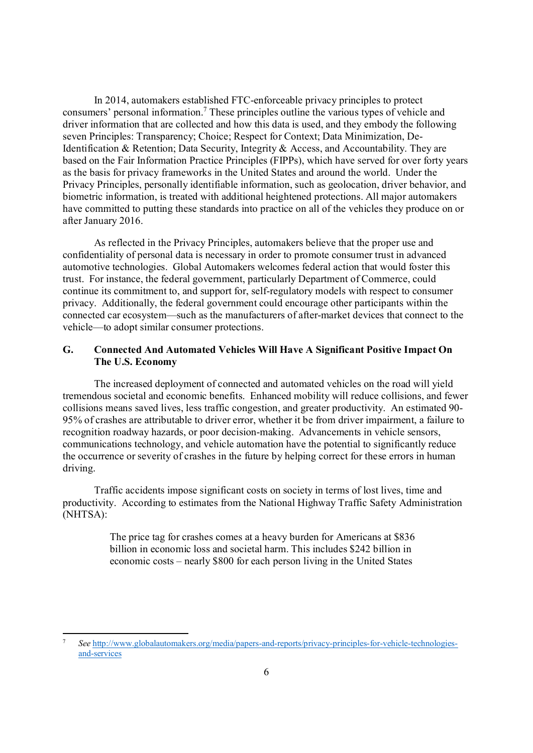In 2014, automakers established FTC-enforceable privacy principles to protect consumers' personal information.[7] These principles outline the various types of vehicle and driver information that are collected and how this data is used, and they embody the following seven Principles: Transparency; Choice; Respect for Context; Data Minimization, De-Identification & Retention; Data Security, Integrity & Access, and Accountability. They are based on the Fair Information Practice Principles (FIPPs), which have served for over forty years as the basis for privacy frameworks in the United States and around the world. Under the Privacy Principles, personally identifiable information, such as geolocation, driver behavior, and biometric information, is treated with additional heightened protections. All major automakers have committed to putting these standards into practice on all of the vehicles they produce on or after January 2016.

As reflected in the Privacy Principles, automakers believe that the proper use and confidentiality of personal data is necessary in order to promote consumer trust in advanced automotive technologies. Global Automakers welcomes federal action that would foster this trust. For instance, the federal government, particularly Department of Commerce, could continue its commitment to, and support for, self-regulatory models with respect to consumer privacy. Additionally, the federal government could encourage other participants within the connected car ecosystem—such as the manufacturers of after-market devices that connect to the vehicle—to adopt similar consumer protections.

## G. Connected And Automated Vehicles Will Have A Significant Positive Impact On The U.S. Economy

The increased deployment of connected and automated vehicles on the road will yield tremendous societal and economic benefits. Enhanced mobility will reduce collisions, and fewer collisions means saved lives, less traffic congestion, and greater productivity. An estimated 90-95% of crashes are attributable to driver error, whether it be from driver impairment, a failure to recognition roadway hazards, or poor decision-making. Advancements in vehicle sensors, communications technology, and vehicle automation have the potential to significantly reduce the occurrence or severity of crashes in the future by helping correct for these errors in human driving.

Traffic accidents impose significant costs on society in terms of lost lives, time and productivity. According to estimates from the National Highway Traffic Safety Administration (NHTSA):

> The price tag for crashes comes at a heavy burden for Americans at $836 billion in economic loss and societal harm. This includes $242 billion in economic costs – nearly $800 for each person living in the United States

---

[7] *See* http://www.globalautomakers.org/media/papers-and-reports/privacy-principles-for-vehicle-technologies-and-services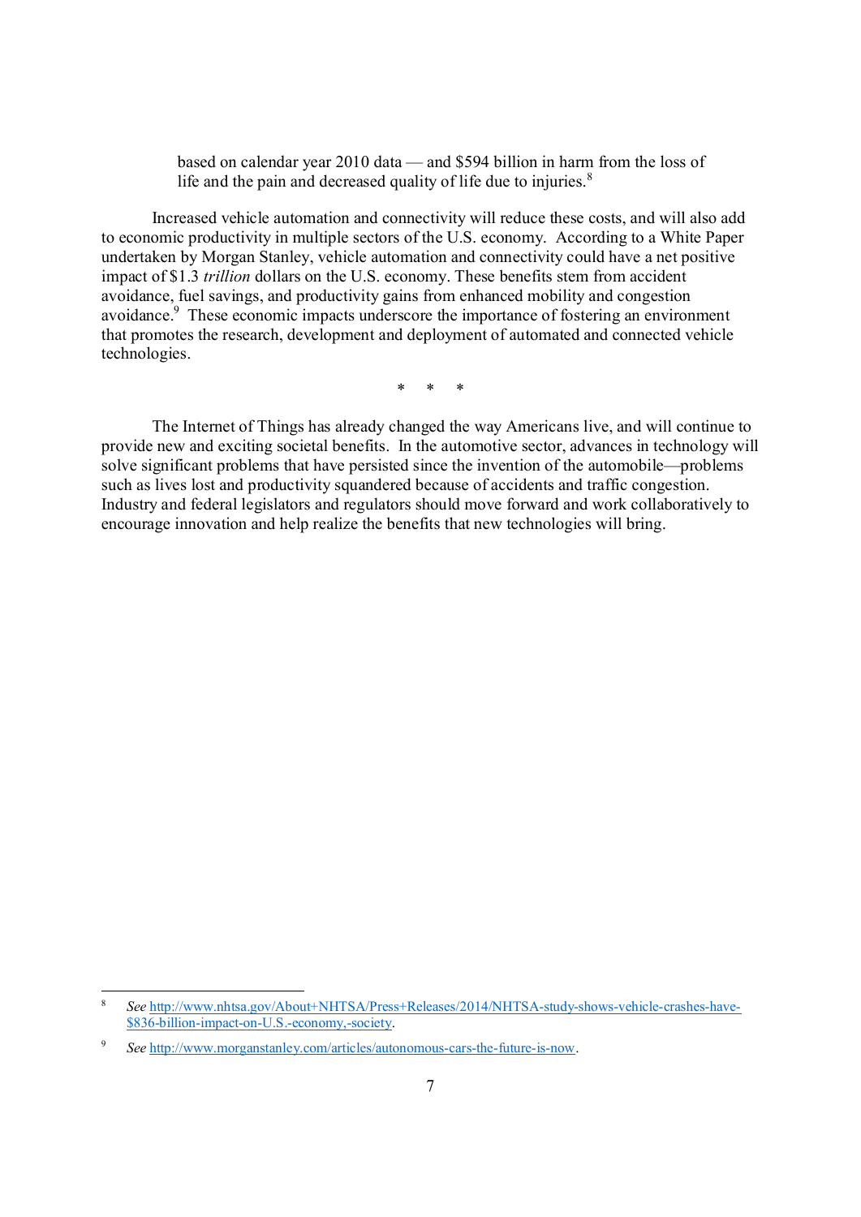> based on calendar year 2010 data — and \$594 billion in harm from the loss of life and the pain and decreased quality of life due to injuries.[8]

Increased vehicle automation and connectivity will reduce these costs, and will also add to economic productivity in multiple sectors of the U.S. economy. According to a White Paper undertaken by Morgan Stanley, vehicle automation and connectivity could have a net positive impact of \$1.3 *trillion* dollars on the U.S. economy. These benefits stem from accident avoidance, fuel savings, and productivity gains from enhanced mobility and congestion avoidance.[9] These economic impacts underscore the importance of fostering an environment that promotes the research, development and deployment of automated and connected vehicle technologies.

\* \* \*

The Internet of Things has already changed the way Americans live, and will continue to provide new and exciting societal benefits. In the automotive sector, advances in technology will solve significant problems that have persisted since the invention of the automobile—problems such as lives lost and productivity squandered because of accidents and traffic congestion. Industry and federal legislators and regulators should move forward and work collaboratively to encourage innovation and help realize the benefits that new technologies will bring.

---

[8] *See* http://www.nhtsa.gov/About+NHTSA/Press+Releases/2014/NHTSA-study-shows-vehicle-crashes-have-$836-billion-impact-on-U.S.-economy,-society.

[9] *See* http://www.morganstanley.com/articles/autonomous-cars-the-future-is-now.